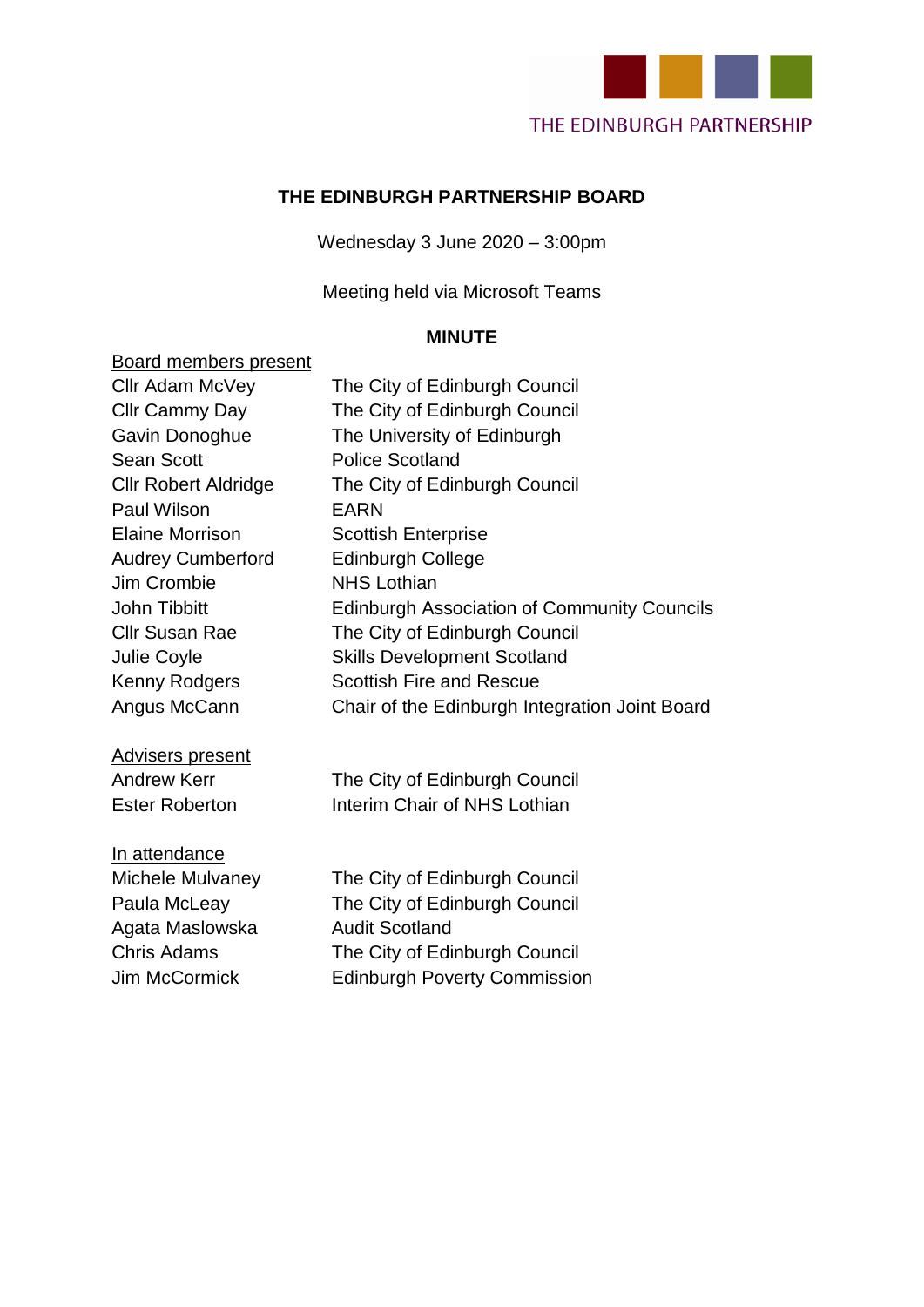THE EDINBURGH PARTNERSHIP

# THE EDINBURGH PARTNERSHIP BOARD

Wednesday 3 June 2020 – 3:00pm

Meeting held via Microsoft Teams

## MINUTE

<u>Board members present</u>

| | |
|---|---|
| Cllr Adam McVey | The City of Edinburgh Council |
| Cllr Cammy Day | The City of Edinburgh Council |
| Gavin Donoghue | The University of Edinburgh |
| Sean Scott | Police Scotland |
| Cllr Robert Aldridge | The City of Edinburgh Council |
| Paul Wilson | EARN |
| Elaine Morrison | Scottish Enterprise |
| Audrey Cumberford | Edinburgh College |
| Jim Crombie | NHS Lothian |
| John Tibbitt | Edinburgh Association of Community Councils |
| Cllr Susan Rae | The City of Edinburgh Council |
| Julie Coyle | Skills Development Scotland |
| Kenny Rodgers | Scottish Fire and Rescue |
| Angus McCann | Chair of the Edinburgh Integration Joint Board |

<u>Advisers present</u>

| | |
|---|---|
| Andrew Kerr | The City of Edinburgh Council |
| Ester Roberton | Interim Chair of NHS Lothian |

<u>In attendance</u>

| | |
|---|---|
| Michele Mulvaney | The City of Edinburgh Council |
| Paula McLeay | The City of Edinburgh Council |
| Agata Maslowska | Audit Scotland |
| Chris Adams | The City of Edinburgh Council |
| Jim McCormick | Edinburgh Poverty Commission |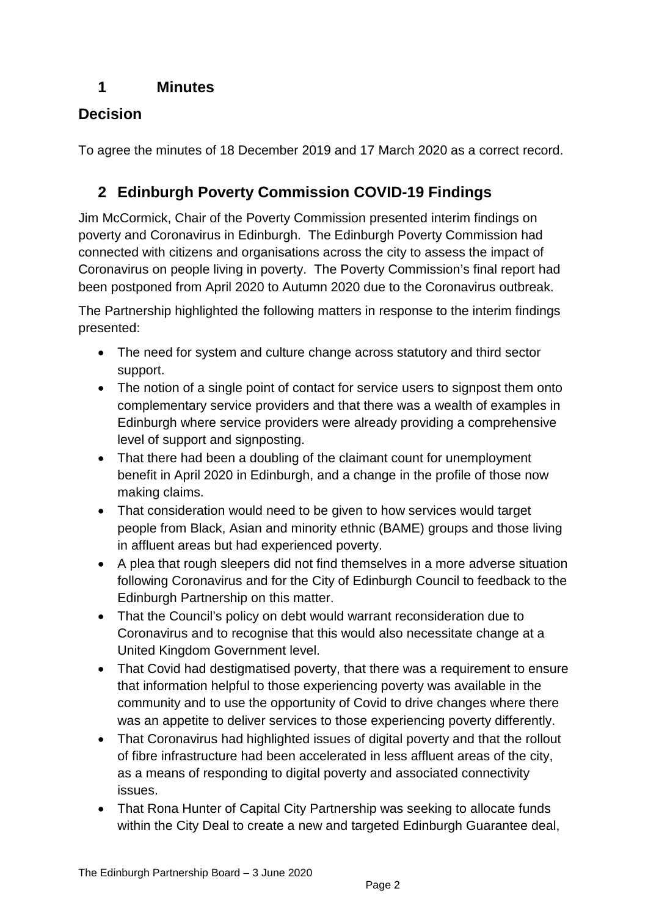## 1 Minutes

### Decision

To agree the minutes of 18 December 2019 and 17 March 2020 as a correct record.

## 2 Edinburgh Poverty Commission COVID-19 Findings

Jim McCormick, Chair of the Poverty Commission presented interim findings on poverty and Coronavirus in Edinburgh. The Edinburgh Poverty Commission had connected with citizens and organisations across the city to assess the impact of Coronavirus on people living in poverty. The Poverty Commission's final report had been postponed from April 2020 to Autumn 2020 due to the Coronavirus outbreak.

The Partnership highlighted the following matters in response to the interim findings presented:

- The need for system and culture change across statutory and third sector support.
- The notion of a single point of contact for service users to signpost them onto complementary service providers and that there was a wealth of examples in Edinburgh where service providers were already providing a comprehensive level of support and signposting.
- That there had been a doubling of the claimant count for unemployment benefit in April 2020 in Edinburgh, and a change in the profile of those now making claims.
- That consideration would need to be given to how services would target people from Black, Asian and minority ethnic (BAME) groups and those living in affluent areas but had experienced poverty.
- A plea that rough sleepers did not find themselves in a more adverse situation following Coronavirus and for the City of Edinburgh Council to feedback to the Edinburgh Partnership on this matter.
- That the Council's policy on debt would warrant reconsideration due to Coronavirus and to recognise that this would also necessitate change at a United Kingdom Government level.
- That Covid had destigmatised poverty, that there was a requirement to ensure that information helpful to those experiencing poverty was available in the community and to use the opportunity of Covid to drive changes where there was an appetite to deliver services to those experiencing poverty differently.
- That Coronavirus had highlighted issues of digital poverty and that the rollout of fibre infrastructure had been accelerated in less affluent areas of the city, as a means of responding to digital poverty and associated connectivity issues.
- That Rona Hunter of Capital City Partnership was seeking to allocate funds within the City Deal to create a new and targeted Edinburgh Guarantee deal,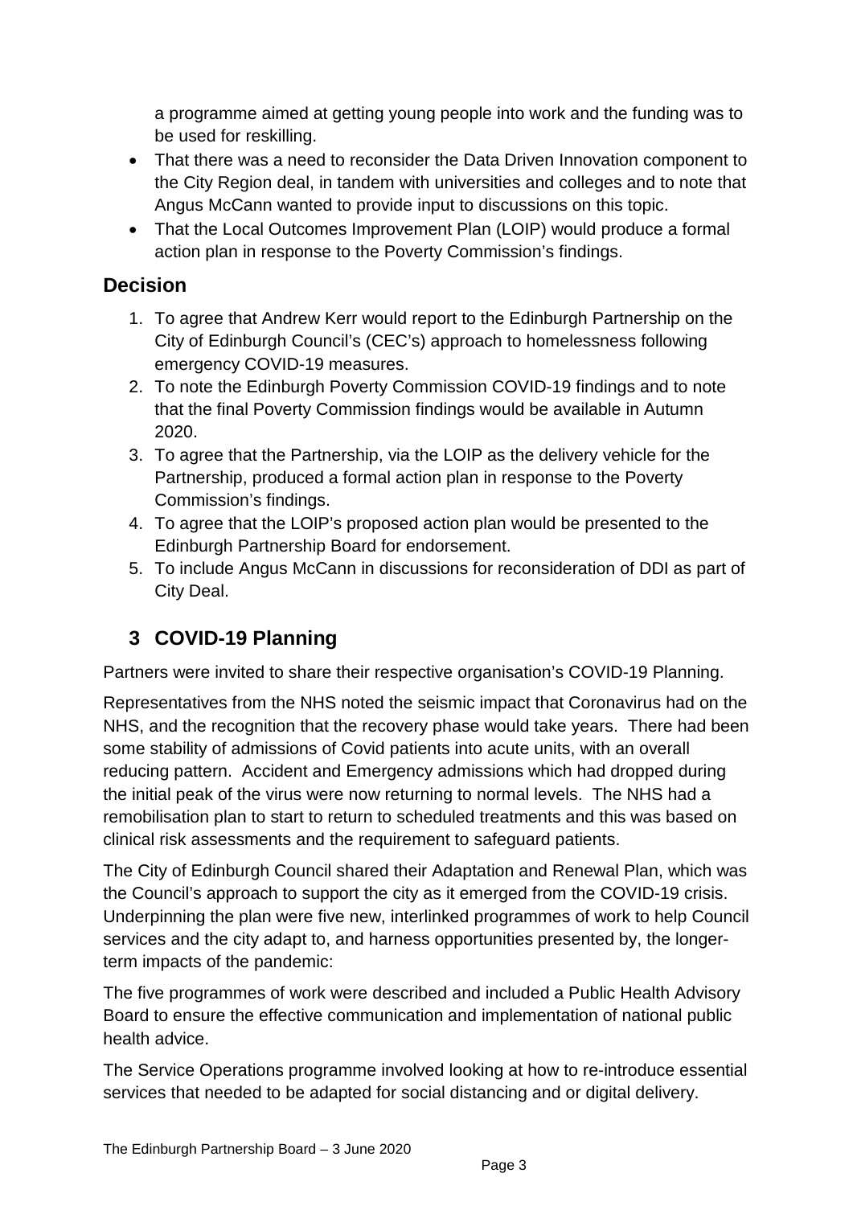a programme aimed at getting young people into work and the funding was to be used for reskilling.

- That there was a need to reconsider the Data Driven Innovation component to the City Region deal, in tandem with universities and colleges and to note that Angus McCann wanted to provide input to discussions on this topic.
- That the Local Outcomes Improvement Plan (LOIP) would produce a formal action plan in response to the Poverty Commission's findings.

## Decision

1. To agree that Andrew Kerr would report to the Edinburgh Partnership on the City of Edinburgh Council's (CEC's) approach to homelessness following emergency COVID-19 measures.
2. To note the Edinburgh Poverty Commission COVID-19 findings and to note that the final Poverty Commission findings would be available in Autumn 2020.
3. To agree that the Partnership, via the LOIP as the delivery vehicle for the Partnership, produced a formal action plan in response to the Poverty Commission's findings.
4. To agree that the LOIP's proposed action plan would be presented to the Edinburgh Partnership Board for endorsement.
5. To include Angus McCann in discussions for reconsideration of DDI as part of City Deal.

## 3 COVID-19 Planning

Partners were invited to share their respective organisation's COVID-19 Planning.

Representatives from the NHS noted the seismic impact that Coronavirus had on the NHS, and the recognition that the recovery phase would take years. There had been some stability of admissions of Covid patients into acute units, with an overall reducing pattern. Accident and Emergency admissions which had dropped during the initial peak of the virus were now returning to normal levels. The NHS had a remobilisation plan to start to return to scheduled treatments and this was based on clinical risk assessments and the requirement to safeguard patients.

The City of Edinburgh Council shared their Adaptation and Renewal Plan, which was the Council's approach to support the city as it emerged from the COVID-19 crisis. Underpinning the plan were five new, interlinked programmes of work to help Council services and the city adapt to, and harness opportunities presented by, the longer-term impacts of the pandemic:

The five programmes of work were described and included a Public Health Advisory Board to ensure the effective communication and implementation of national public health advice.

The Service Operations programme involved looking at how to re-introduce essential services that needed to be adapted for social distancing and or digital delivery.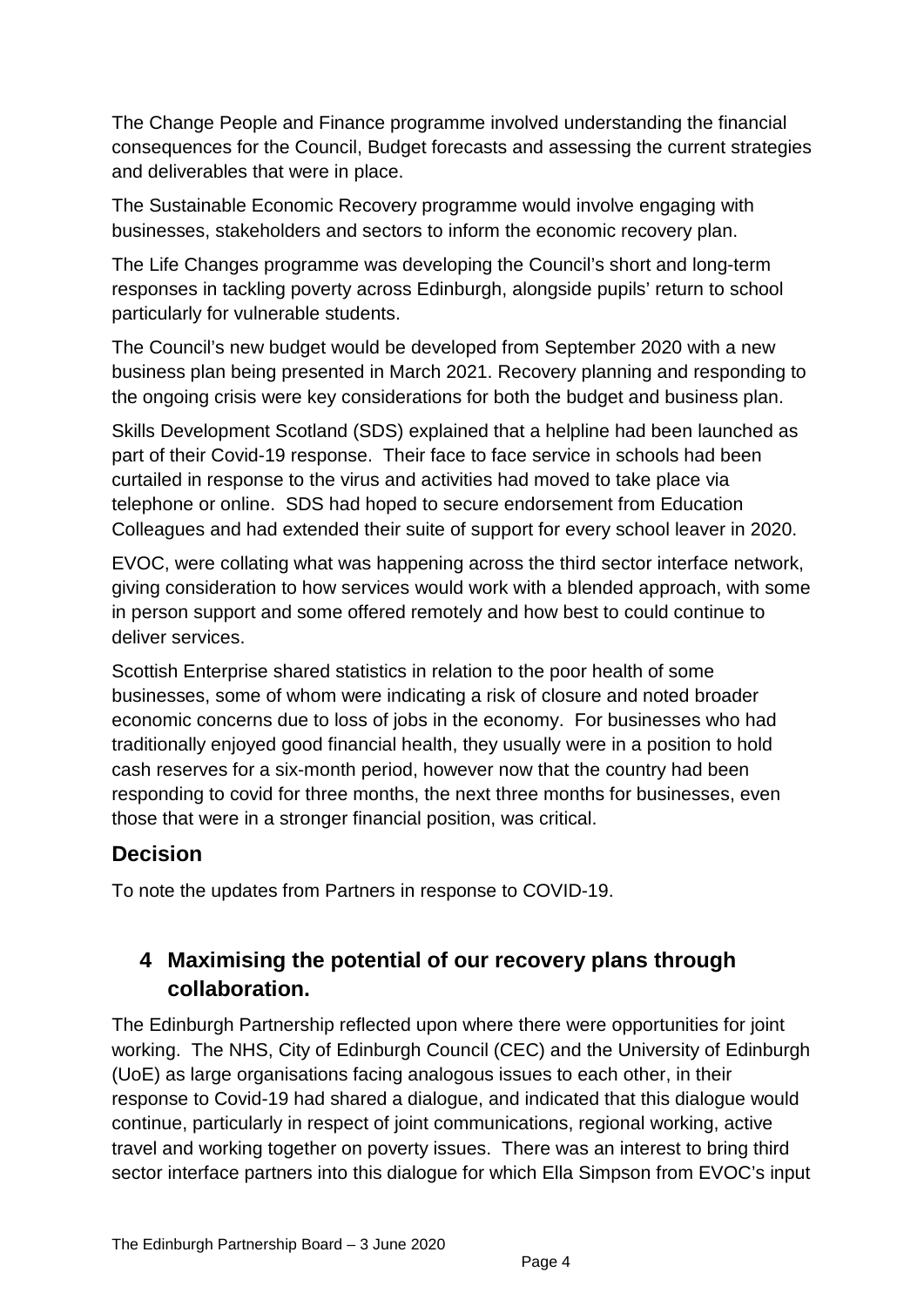The Change People and Finance programme involved understanding the financial consequences for the Council, Budget forecasts and assessing the current strategies and deliverables that were in place.

The Sustainable Economic Recovery programme would involve engaging with businesses, stakeholders and sectors to inform the economic recovery plan.

The Life Changes programme was developing the Council's short and long-term responses in tackling poverty across Edinburgh, alongside pupils' return to school particularly for vulnerable students.

The Council's new budget would be developed from September 2020 with a new business plan being presented in March 2021. Recovery planning and responding to the ongoing crisis were key considerations for both the budget and business plan.

Skills Development Scotland (SDS) explained that a helpline had been launched as part of their Covid-19 response. Their face to face service in schools had been curtailed in response to the virus and activities had moved to take place via telephone or online. SDS had hoped to secure endorsement from Education Colleagues and had extended their suite of support for every school leaver in 2020.

EVOC, were collating what was happening across the third sector interface network, giving consideration to how services would work with a blended approach, with some in person support and some offered remotely and how best to could continue to deliver services.

Scottish Enterprise shared statistics in relation to the poor health of some businesses, some of whom were indicating a risk of closure and noted broader economic concerns due to loss of jobs in the economy. For businesses who had traditionally enjoyed good financial health, they usually were in a position to hold cash reserves for a six-month period, however now that the country had been responding to covid for three months, the next three months for businesses, even those that were in a stronger financial position, was critical.

## Decision

To note the updates from Partners in response to COVID-19.

## 4 Maximising the potential of our recovery plans through collaboration.

The Edinburgh Partnership reflected upon where there were opportunities for joint working. The NHS, City of Edinburgh Council (CEC) and the University of Edinburgh (UoE) as large organisations facing analogous issues to each other, in their response to Covid-19 had shared a dialogue, and indicated that this dialogue would continue, particularly in respect of joint communications, regional working, active travel and working together on poverty issues. There was an interest to bring third sector interface partners into this dialogue for which Ella Simpson from EVOC's input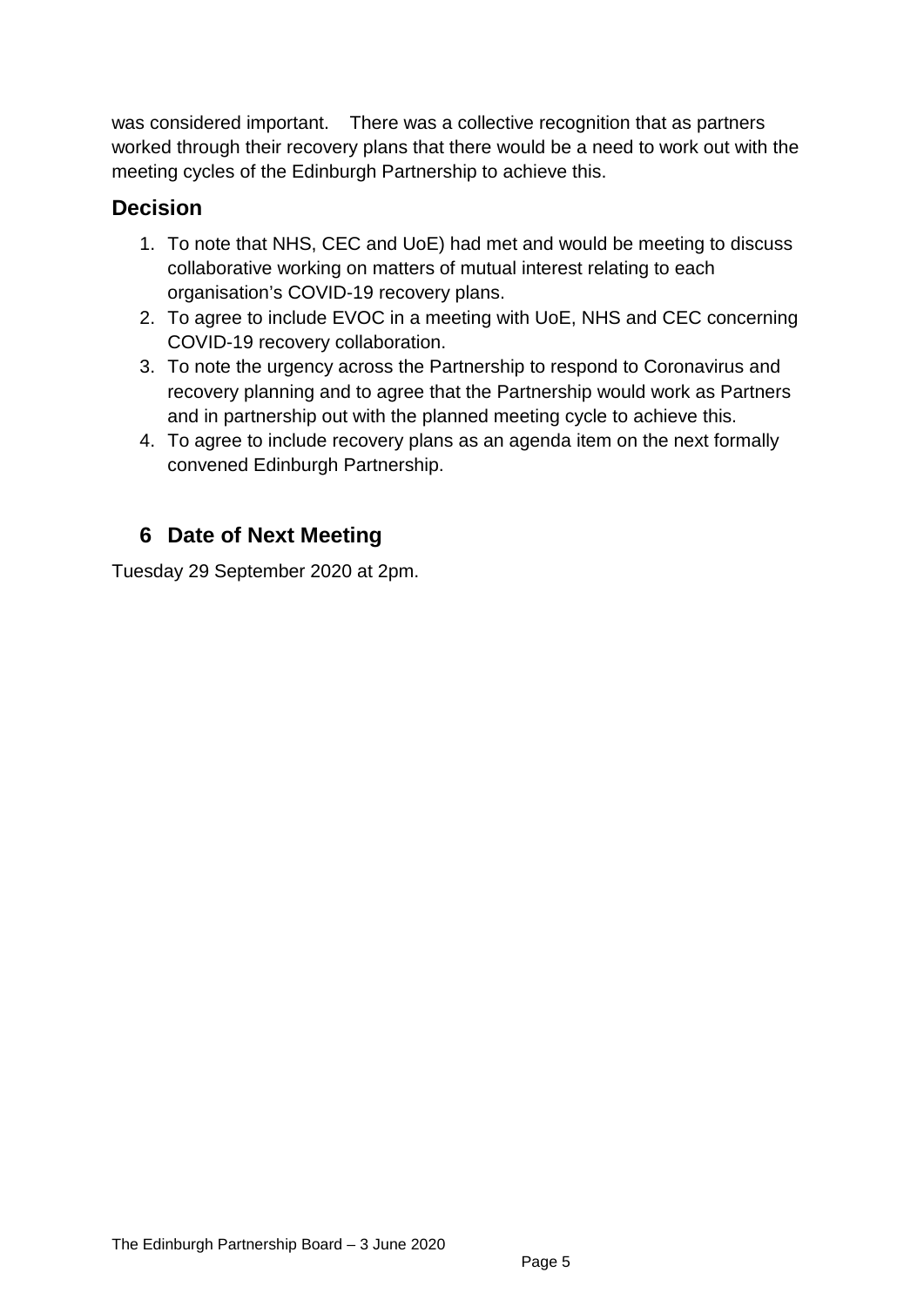was considered important. There was a collective recognition that as partners worked through their recovery plans that there would be a need to work out with the meeting cycles of the Edinburgh Partnership to achieve this.

## Decision

1. To note that NHS, CEC and UoE) had met and would be meeting to discuss collaborative working on matters of mutual interest relating to each organisation's COVID-19 recovery plans.
2. To agree to include EVOC in a meeting with UoE, NHS and CEC concerning COVID-19 recovery collaboration.
3. To note the urgency across the Partnership to respond to Coronavirus and recovery planning and to agree that the Partnership would work as Partners and in partnership out with the planned meeting cycle to achieve this.
4. To agree to include recovery plans as an agenda item on the next formally convened Edinburgh Partnership.

## 6 Date of Next Meeting

Tuesday 29 September 2020 at 2pm.